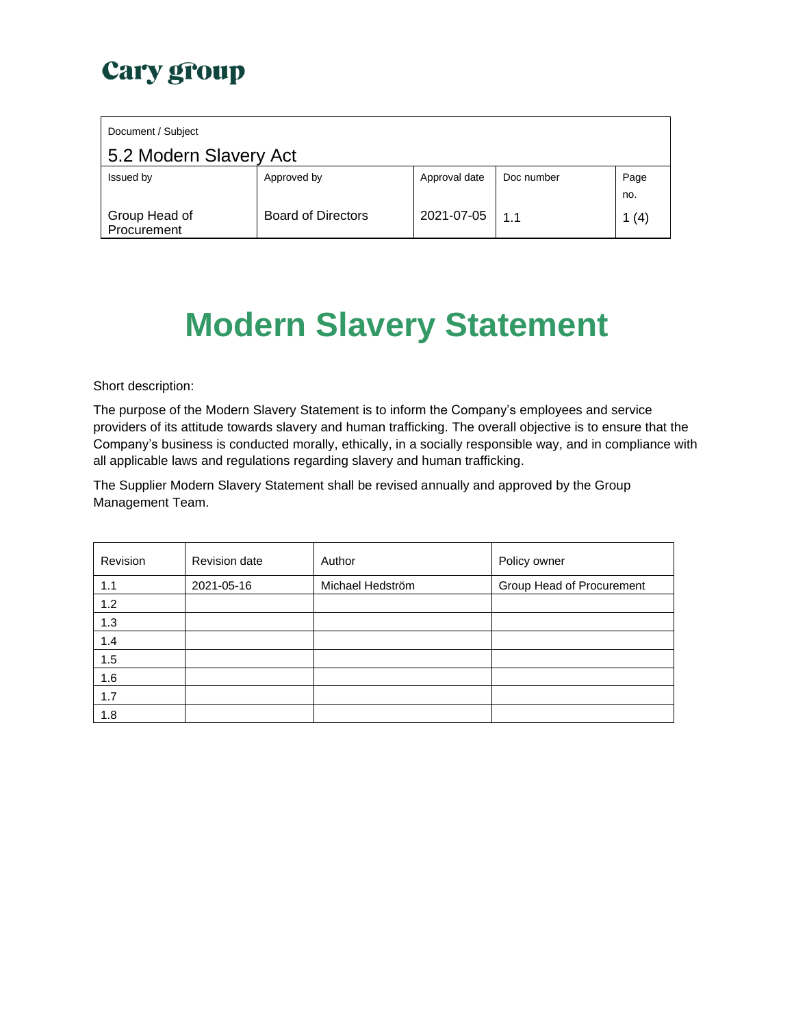Cary group

| Document / Subject | | | | |
|---|---|---|---|---|
| 5.2 Modern Slavery Act | | | | |
| Issued by | Approved by | Approval date | Doc number | Page no. |
| Group Head of Procurement | Board of Directors | 2021-07-05 | 1.1 | 1 (4) |

# Modern Slavery Statement

Short description:

The purpose of the Modern Slavery Statement is to inform the Company's employees and service providers of its attitude towards slavery and human trafficking. The overall objective is to ensure that the Company's business is conducted morally, ethically, in a socially responsible way, and in compliance with all applicable laws and regulations regarding slavery and human trafficking.

The Supplier Modern Slavery Statement shall be revised annually and approved by the Group Management Team.

| Revision | Revision date | Author | Policy owner |
|---|---|---|---|
| 1.1 | 2021-05-16 | Michael Hedström | Group Head of Procurement |
| 1.2 | | | |
| 1.3 | | | |
| 1.4 | | | |
| 1.5 | | | |
| 1.6 | | | |
| 1.7 | | | |
| 1.8 | | | |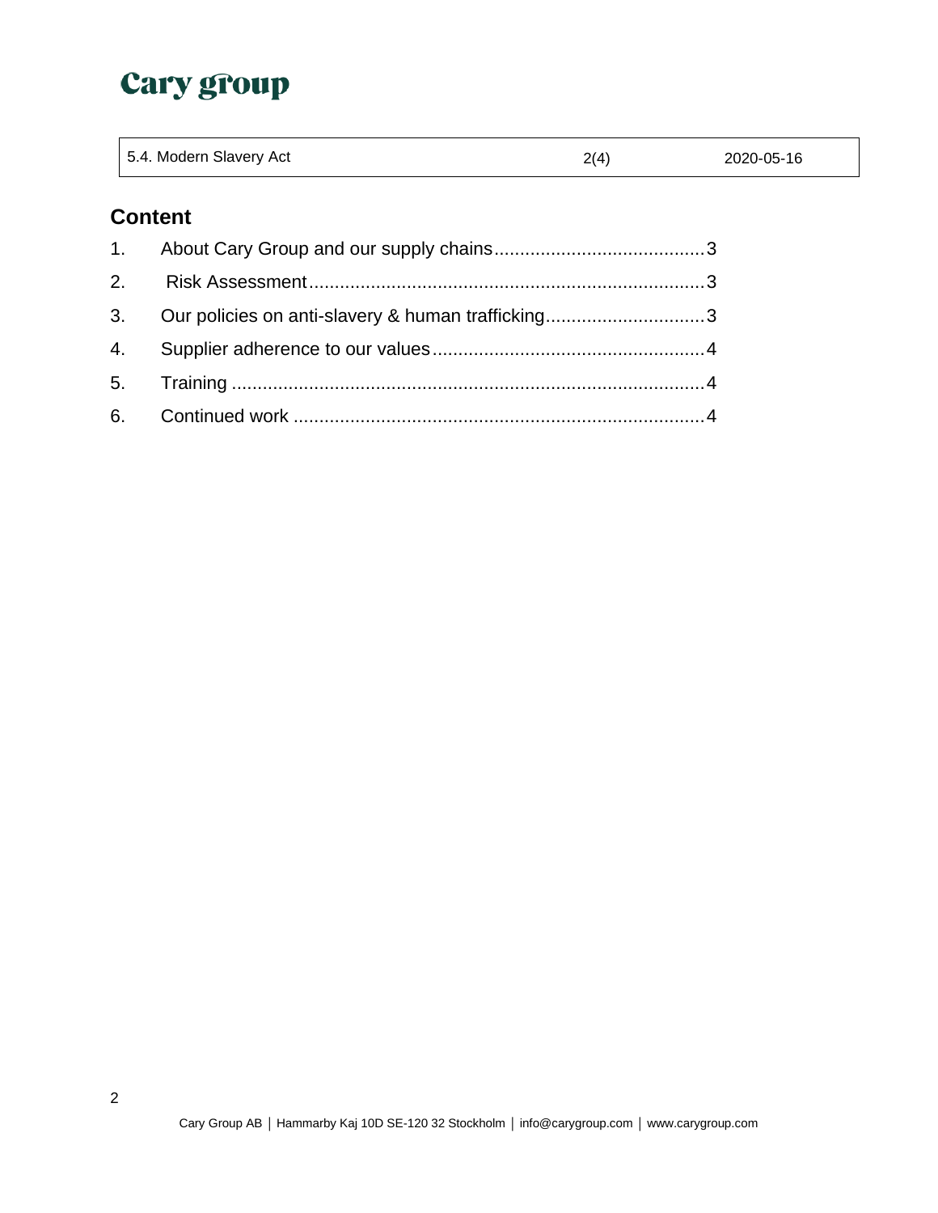## Content

1. About Cary Group and our supply chains.........................................3
2. Risk Assessment............................................................................3
3. Our policies on anti-slavery & human trafficking...............................3
4. Supplier adherence to our values....................................................4
5. Training ..........................................................................................4
6. Continued work ...............................................................................4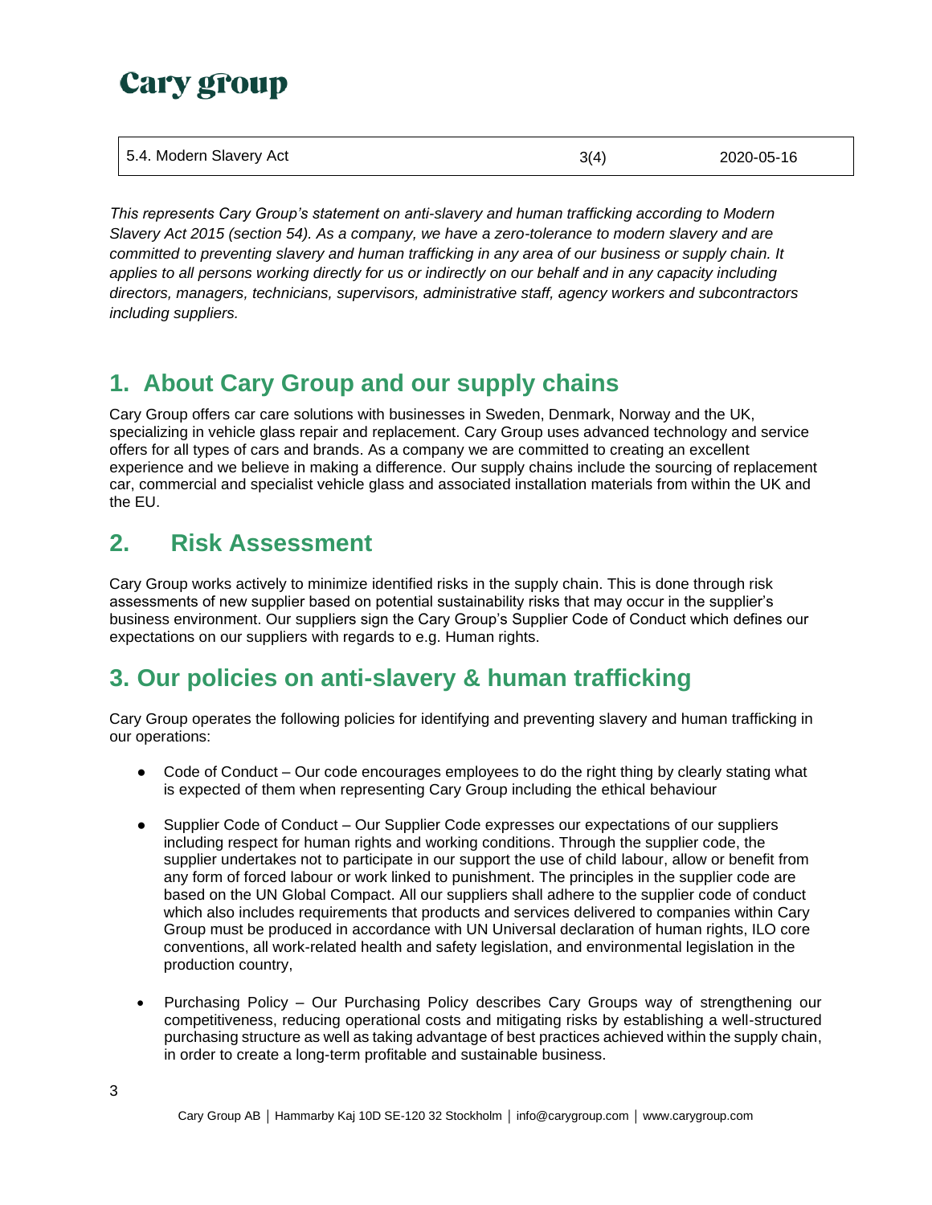| 5.4. Modern Slavery Act | 3(4) | 2020-05-16 |
|---|---|---|

*This represents Cary Group's statement on anti-slavery and human trafficking according to Modern Slavery Act 2015 (section 54). As a company, we have a zero-tolerance to modern slavery and are committed to preventing slavery and human trafficking in any area of our business or supply chain. It applies to all persons working directly for us or indirectly on our behalf and in any capacity including directors, managers, technicians, supervisors, administrative staff, agency workers and subcontractors including suppliers.*

## 1. About Cary Group and our supply chains

Cary Group offers car care solutions with businesses in Sweden, Denmark, Norway and the UK, specializing in vehicle glass repair and replacement. Cary Group uses advanced technology and service offers for all types of cars and brands. As a company we are committed to creating an excellent experience and we believe in making a difference. Our supply chains include the sourcing of replacement car, commercial and specialist vehicle glass and associated installation materials from within the UK and the EU.

## 2. Risk Assessment

Cary Group works actively to minimize identified risks in the supply chain. This is done through risk assessments of new supplier based on potential sustainability risks that may occur in the supplier's business environment. Our suppliers sign the Cary Group's Supplier Code of Conduct which defines our expectations on our suppliers with regards to e.g. Human rights.

## 3. Our policies on anti-slavery & human trafficking

Cary Group operates the following policies for identifying and preventing slavery and human trafficking in our operations:

- Code of Conduct – Our code encourages employees to do the right thing by clearly stating what is expected of them when representing Cary Group including the ethical behaviour
- Supplier Code of Conduct – Our Supplier Code expresses our expectations of our suppliers including respect for human rights and working conditions. Through the supplier code, the supplier undertakes not to participate in our support the use of child labour, allow or benefit from any form of forced labour or work linked to punishment. The principles in the supplier code are based on the UN Global Compact. All our suppliers shall adhere to the supplier code of conduct which also includes requirements that products and services delivered to companies within Cary Group must be produced in accordance with UN Universal declaration of human rights, ILO core conventions, all work-related health and safety legislation, and environmental legislation in the production country,
- Purchasing Policy – Our Purchasing Policy describes Cary Groups way of strengthening our competitiveness, reducing operational costs and mitigating risks by establishing a well-structured purchasing structure as well as taking advantage of best practices achieved within the supply chain, in order to create a long-term profitable and sustainable business.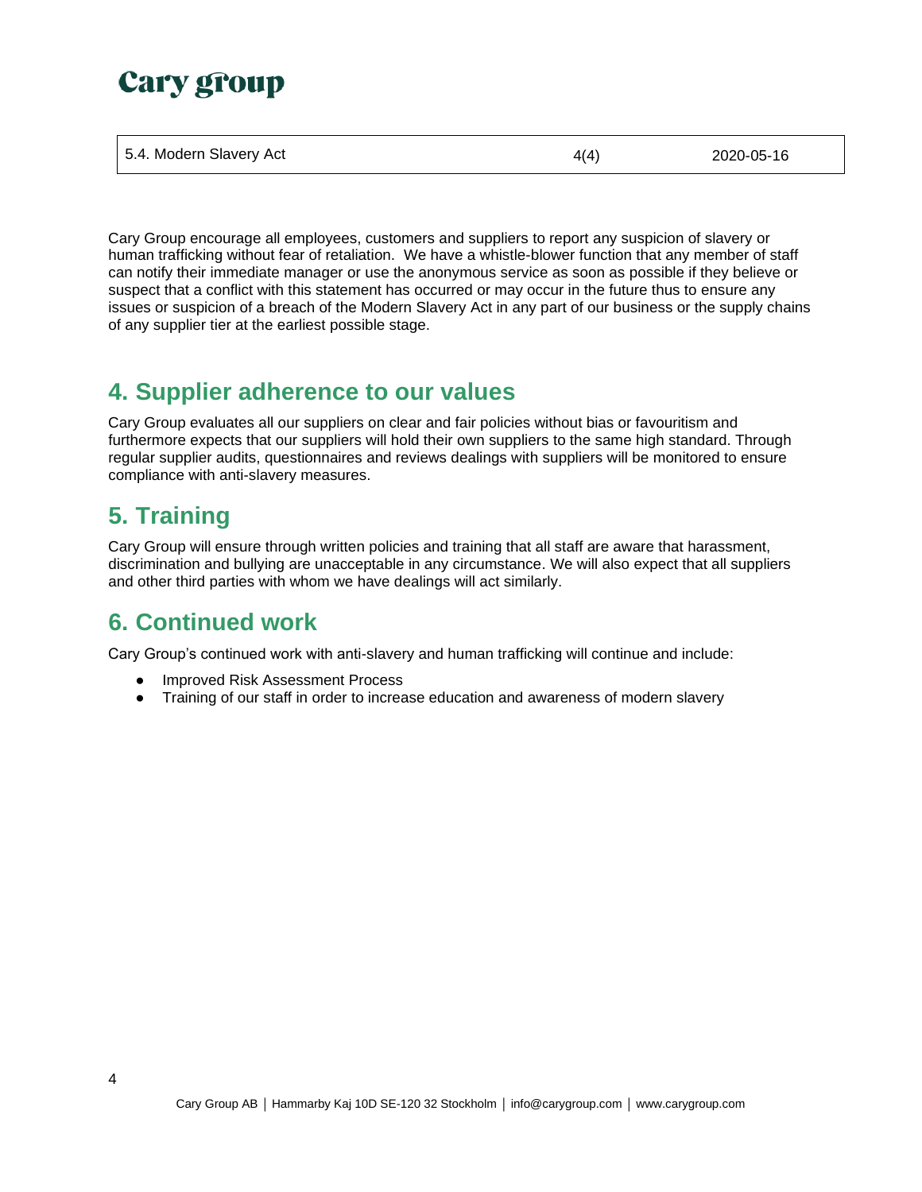Cary Group encourage all employees, customers and suppliers to report any suspicion of slavery or human trafficking without fear of retaliation.  We have a whistle-blower function that any member of staff can notify their immediate manager or use the anonymous service as soon as possible if they believe or suspect that a conflict with this statement has occurred or may occur in the future thus to ensure any issues or suspicion of a breach of the Modern Slavery Act in any part of our business or the supply chains of any supplier tier at the earliest possible stage.

## 4. Supplier adherence to our values

Cary Group evaluates all our suppliers on clear and fair policies without bias or favouritism and furthermore expects that our suppliers will hold their own suppliers to the same high standard. Through regular supplier audits, questionnaires and reviews dealings with suppliers will be monitored to ensure compliance with anti-slavery measures.

## 5. Training

Cary Group will ensure through written policies and training that all staff are aware that harassment, discrimination and bullying are unacceptable in any circumstance. We will also expect that all suppliers and other third parties with whom we have dealings will act similarly.

## 6. Continued work

Cary Group's continued work with anti-slavery and human trafficking will continue and include:

- Improved Risk Assessment Process
- Training of our staff in order to increase education and awareness of modern slavery